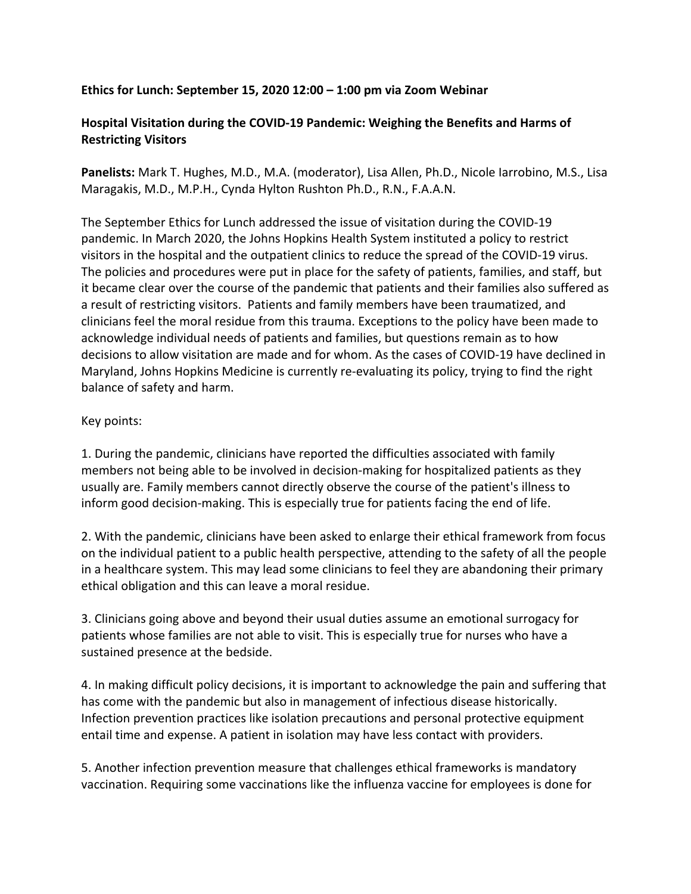**Ethics for Lunch: September 15, 2020 12:00 – 1:00 pm via Zoom Webinar**

**Hospital Visitation during the COVID-19 Pandemic: Weighing the Benefits and Harms of Restricting Visitors**

**Panelists:** Mark T. Hughes, M.D., M.A. (moderator), Lisa Allen, Ph.D., Nicole Iarrobino, M.S., Lisa Maragakis, M.D., M.P.H., Cynda Hylton Rushton Ph.D., R.N., F.A.A.N.

The September Ethics for Lunch addressed the issue of visitation during the COVID-19 pandemic. In March 2020, the Johns Hopkins Health System instituted a policy to restrict visitors in the hospital and the outpatient clinics to reduce the spread of the COVID-19 virus. The policies and procedures were put in place for the safety of patients, families, and staff, but it became clear over the course of the pandemic that patients and their families also suffered as a result of restricting visitors. Patients and family members have been traumatized, and clinicians feel the moral residue from this trauma. Exceptions to the policy have been made to acknowledge individual needs of patients and families, but questions remain as to how decisions to allow visitation are made and for whom. As the cases of COVID-19 have declined in Maryland, Johns Hopkins Medicine is currently re-evaluating its policy, trying to find the right balance of safety and harm.

Key points:

1. During the pandemic, clinicians have reported the difficulties associated with family members not being able to be involved in decision-making for hospitalized patients as they usually are. Family members cannot directly observe the course of the patient's illness to inform good decision-making. This is especially true for patients facing the end of life.

2. With the pandemic, clinicians have been asked to enlarge their ethical framework from focus on the individual patient to a public health perspective, attending to the safety of all the people in a healthcare system. This may lead some clinicians to feel they are abandoning their primary ethical obligation and this can leave a moral residue.

3. Clinicians going above and beyond their usual duties assume an emotional surrogacy for patients whose families are not able to visit. This is especially true for nurses who have a sustained presence at the bedside.

4. In making difficult policy decisions, it is important to acknowledge the pain and suffering that has come with the pandemic but also in management of infectious disease historically. Infection prevention practices like isolation precautions and personal protective equipment entail time and expense. A patient in isolation may have less contact with providers.

5. Another infection prevention measure that challenges ethical frameworks is mandatory vaccination. Requiring some vaccinations like the influenza vaccine for employees is done for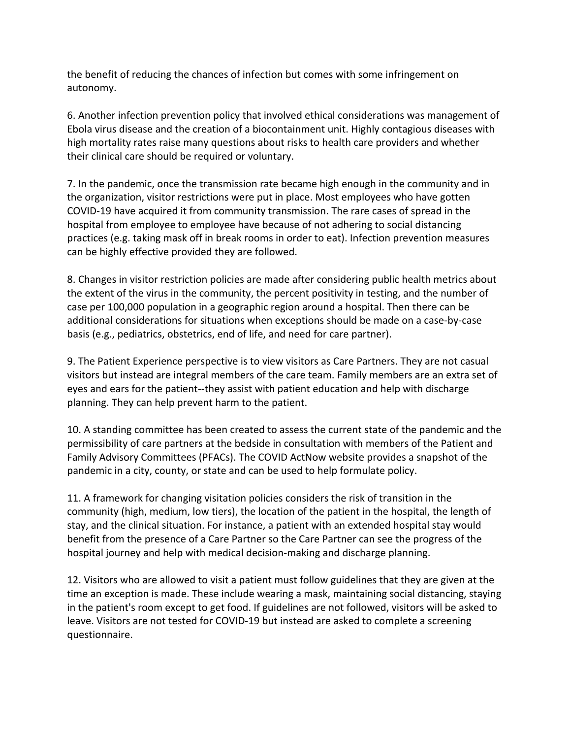the benefit of reducing the chances of infection but comes with some infringement on autonomy.

6. Another infection prevention policy that involved ethical considerations was management of Ebola virus disease and the creation of a biocontainment unit. Highly contagious diseases with high mortality rates raise many questions about risks to health care providers and whether their clinical care should be required or voluntary.

7. In the pandemic, once the transmission rate became high enough in the community and in the organization, visitor restrictions were put in place. Most employees who have gotten COVID-19 have acquired it from community transmission. The rare cases of spread in the hospital from employee to employee have because of not adhering to social distancing practices (e.g. taking mask off in break rooms in order to eat). Infection prevention measures can be highly effective provided they are followed.

8. Changes in visitor restriction policies are made after considering public health metrics about the extent of the virus in the community, the percent positivity in testing, and the number of case per 100,000 population in a geographic region around a hospital. Then there can be additional considerations for situations when exceptions should be made on a case-by-case basis (e.g., pediatrics, obstetrics, end of life, and need for care partner).

9. The Patient Experience perspective is to view visitors as Care Partners. They are not casual visitors but instead are integral members of the care team. Family members are an extra set of eyes and ears for the patient--they assist with patient education and help with discharge planning. They can help prevent harm to the patient.

10. A standing committee has been created to assess the current state of the pandemic and the permissibility of care partners at the bedside in consultation with members of the Patient and Family Advisory Committees (PFACs). The COVID ActNow website provides a snapshot of the pandemic in a city, county, or state and can be used to help formulate policy.

11. A framework for changing visitation policies considers the risk of transition in the community (high, medium, low tiers), the location of the patient in the hospital, the length of stay, and the clinical situation. For instance, a patient with an extended hospital stay would benefit from the presence of a Care Partner so the Care Partner can see the progress of the hospital journey and help with medical decision-making and discharge planning.

12. Visitors who are allowed to visit a patient must follow guidelines that they are given at the time an exception is made. These include wearing a mask, maintaining social distancing, staying in the patient's room except to get food. If guidelines are not followed, visitors will be asked to leave. Visitors are not tested for COVID-19 but instead are asked to complete a screening questionnaire.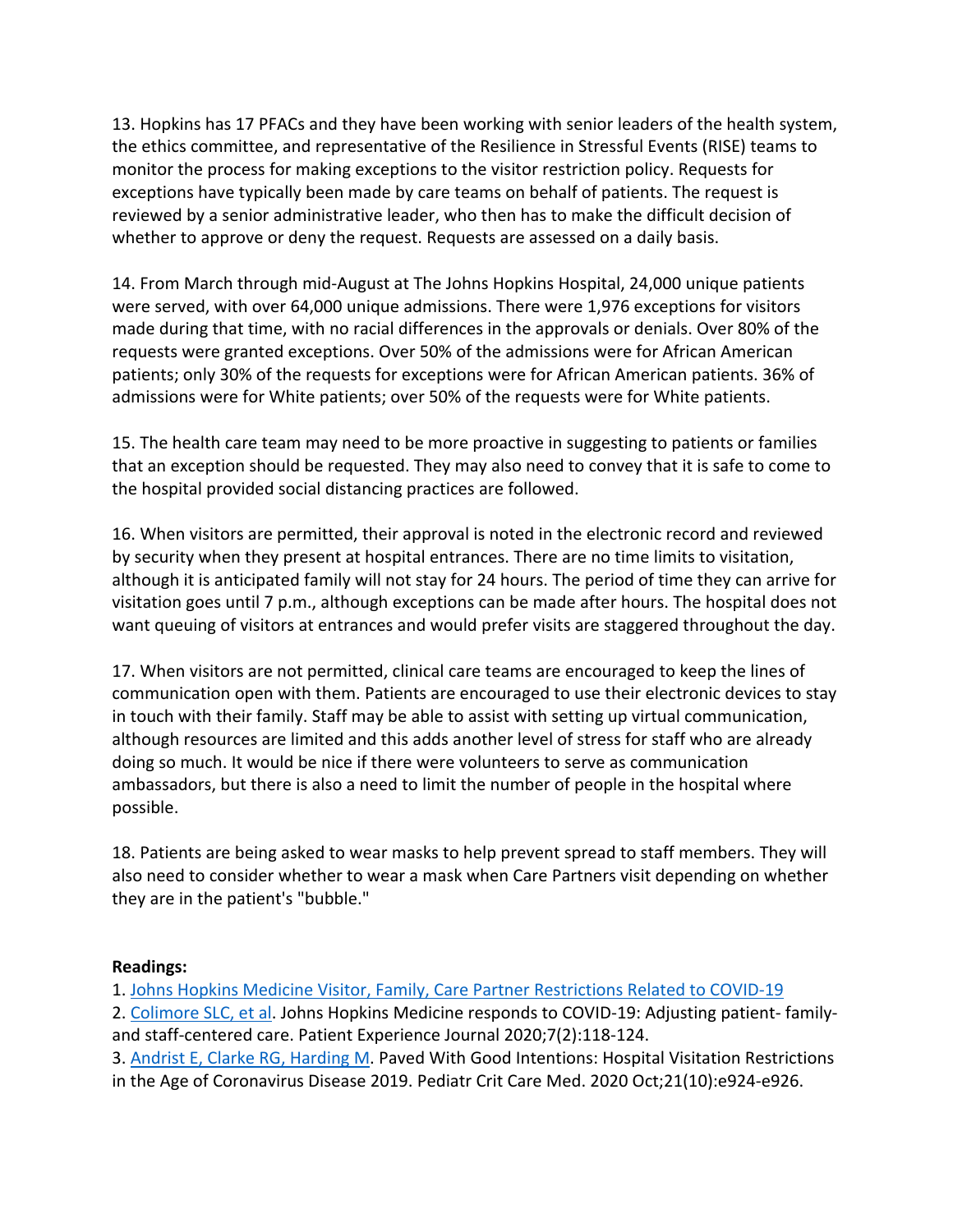13. Hopkins has 17 PFACs and they have been working with senior leaders of the health system, the ethics committee, and representative of the Resilience in Stressful Events (RISE) teams to monitor the process for making exceptions to the visitor restriction policy. Requests for exceptions have typically been made by care teams on behalf of patients. The request is reviewed by a senior administrative leader, who then has to make the difficult decision of whether to approve or deny the request. Requests are assessed on a daily basis.

14. From March through mid-August at The Johns Hopkins Hospital, 24,000 unique patients were served, with over 64,000 unique admissions. There were 1,976 exceptions for visitors made during that time, with no racial differences in the approvals or denials. Over 80% of the requests were granted exceptions. Over 50% of the admissions were for African American patients; only 30% of the requests for exceptions were for African American patients. 36% of admissions were for White patients; over 50% of the requests were for White patients.

15. The health care team may need to be more proactive in suggesting to patients or families that an exception should be requested. They may also need to convey that it is safe to come to the hospital provided social distancing practices are followed.

16. When visitors are permitted, their approval is noted in the electronic record and reviewed by security when they present at hospital entrances. There are no time limits to visitation, although it is anticipated family will not stay for 24 hours. The period of time they can arrive for visitation goes until 7 p.m., although exceptions can be made after hours. The hospital does not want queuing of visitors at entrances and would prefer visits are staggered throughout the day.

17. When visitors are not permitted, clinical care teams are encouraged to keep the lines of communication open with them. Patients are encouraged to use their electronic devices to stay in touch with their family. Staff may be able to assist with setting up virtual communication, although resources are limited and this adds another level of stress for staff who are already doing so much. It would be nice if there were volunteers to serve as communication ambassadors, but there is also a need to limit the number of people in the hospital where possible.

18. Patients are being asked to wear masks to help prevent spread to staff members. They will also need to consider whether to wear a mask when Care Partners visit depending on whether they are in the patient's "bubble."

**Readings:**

1. Johns Hopkins Medicine Visitor, Family, Care Partner Restrictions Related to COVID-19
2. Colimore SLC, et al. Johns Hopkins Medicine responds to COVID-19: Adjusting patient- family- and staff-centered care. Patient Experience Journal 2020;7(2):118-124.
3. Andrist E, Clarke RG, Harding M. Paved With Good Intentions: Hospital Visitation Restrictions in the Age of Coronavirus Disease 2019. Pediatr Crit Care Med. 2020 Oct;21(10):e924-e926.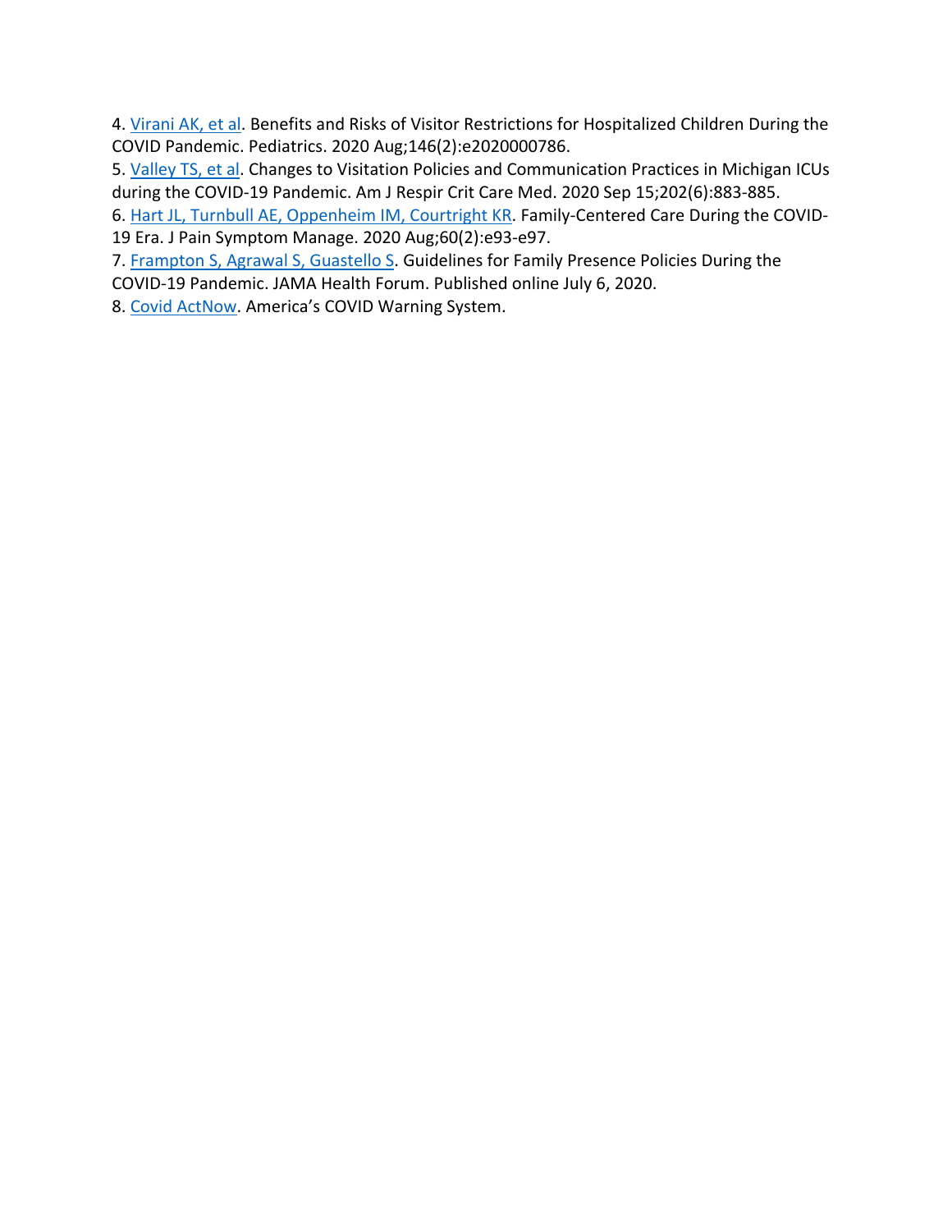4. Virani AK, et al. Benefits and Risks of Visitor Restrictions for Hospitalized Children During the COVID Pandemic. Pediatrics. 2020 Aug;146(2):e2020000786.
5. Valley TS, et al. Changes to Visitation Policies and Communication Practices in Michigan ICUs during the COVID-19 Pandemic. Am J Respir Crit Care Med. 2020 Sep 15;202(6):883-885.
6. Hart JL, Turnbull AE, Oppenheim IM, Courtright KR. Family-Centered Care During the COVID-19 Era. J Pain Symptom Manage. 2020 Aug;60(2):e93-e97.
7. Frampton S, Agrawal S, Guastello S. Guidelines for Family Presence Policies During the COVID-19 Pandemic. JAMA Health Forum. Published online July 6, 2020.
8. Covid ActNow. America's COVID Warning System.